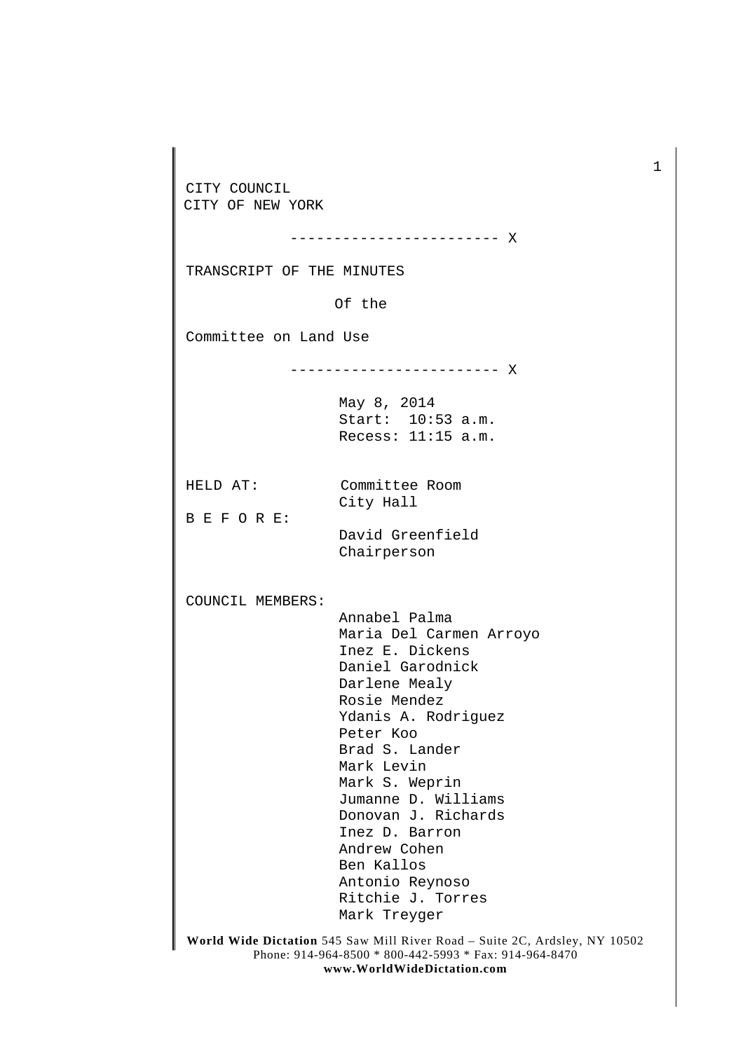CITY COUNCIL
CITY OF NEW YORK

------------------------ X

TRANSCRIPT OF THE MINUTES

Of the

Committee on Land Use

------------------------ X

May 8, 2014
Start: 10:53 a.m.
Recess: 11:15 a.m.

HELD AT: Committee Room
City Hall

B E F O R E:
David Greenfield
Chairperson

COUNCIL MEMBERS:
Annabel Palma
Maria Del Carmen Arroyo
Inez E. Dickens
Daniel Garodnick
Darlene Mealy
Rosie Mendez
Ydanis A. Rodriguez
Peter Koo
Brad S. Lander
Mark Levin
Mark S. Weprin
Jumanne D. Williams
Donovan J. Richards
Inez D. Barron
Andrew Cohen
Ben Kallos
Antonio Reynoso
Ritchie J. Torres
Mark Treyger

**World Wide Dictation** 545 Saw Mill River Road – Suite 2C, Ardsley, NY 10502
Phone: 914-964-8500 * 800-442-5993 * Fax: 914-964-8470
**www.WorldWideDictation.com**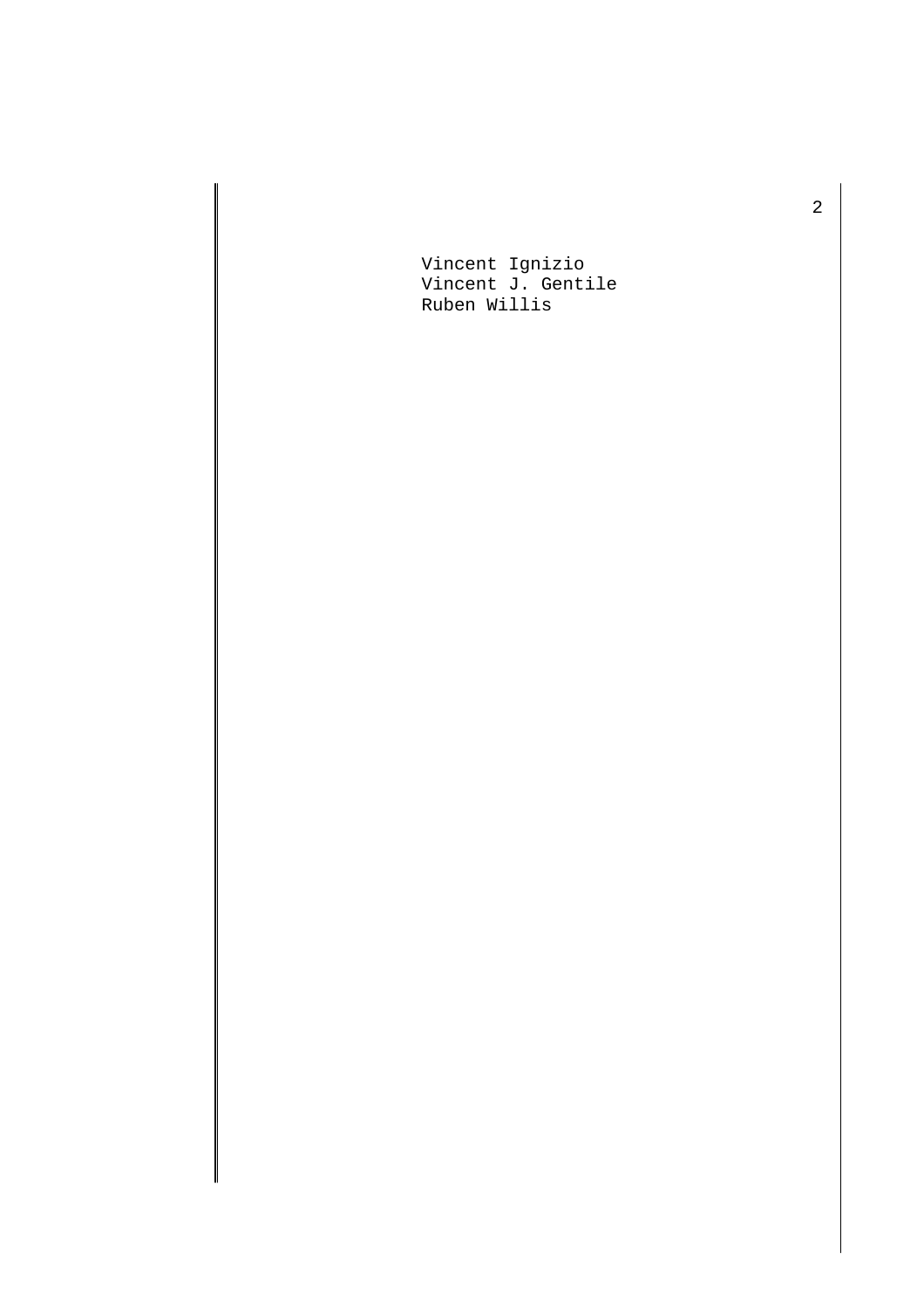Vincent Ignizio
Vincent J. Gentile
Ruben Willis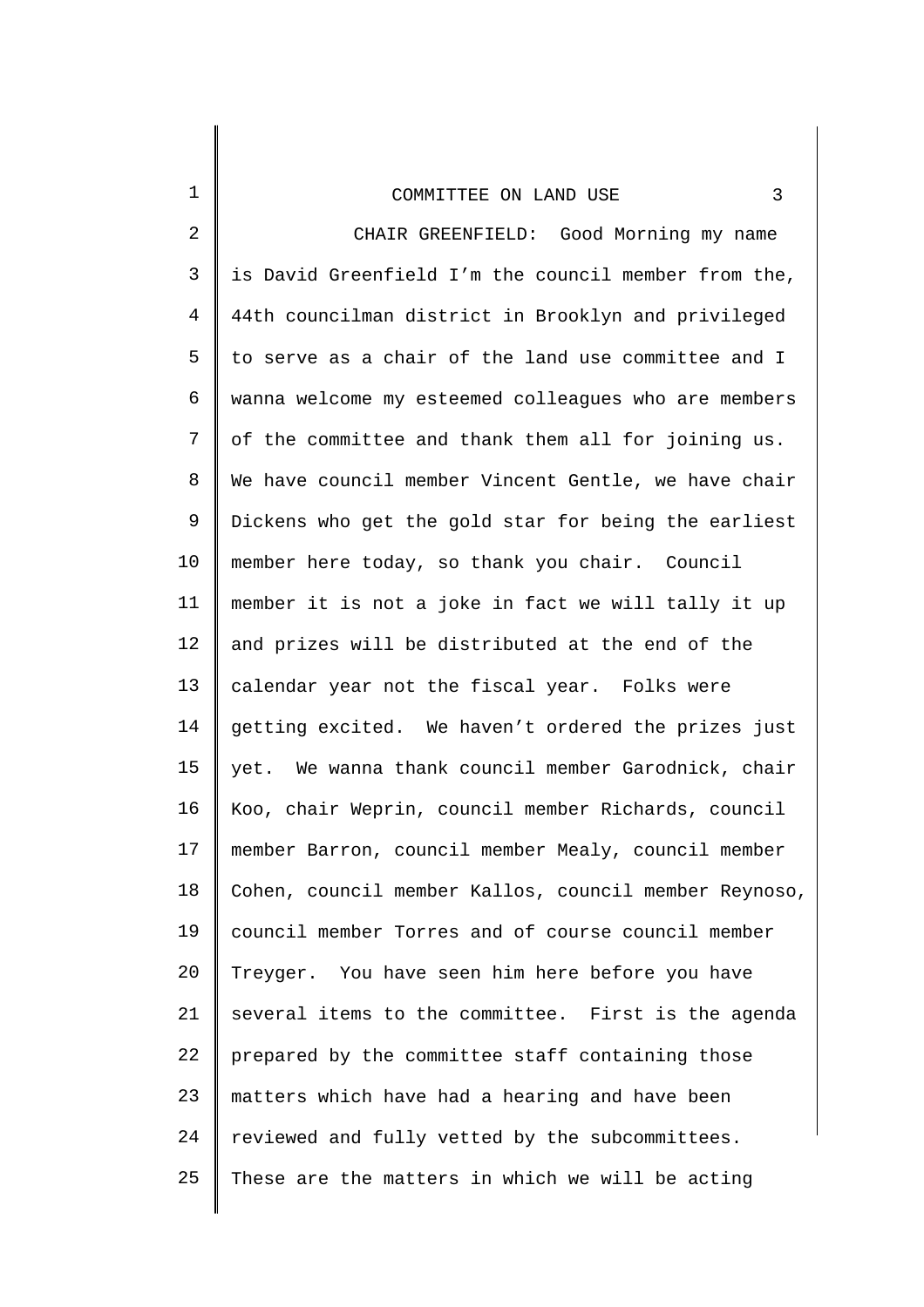CHAIR GREENFIELD: Good Morning my name is David Greenfield I'm the council member from the, 44th councilman district in Brooklyn and privileged to serve as a chair of the land use committee and I wanna welcome my esteemed colleagues who are members of the committee and thank them all for joining us. We have council member Vincent Gentle, we have chair Dickens who get the gold star for being the earliest member here today, so thank you chair. Council member it is not a joke in fact we will tally it up and prizes will be distributed at the end of the calendar year not the fiscal year. Folks were getting excited. We haven't ordered the prizes just yet. We wanna thank council member Garodnick, chair Koo, chair Weprin, council member Richards, council member Barron, council member Mealy, council member Cohen, council member Kallos, council member Reynoso, council member Torres and of course council member Treyger. You have seen him here before you have several items to the committee. First is the agenda prepared by the committee staff containing those matters which have had a hearing and have been reviewed and fully vetted by the subcommittees. These are the matters in which we will be acting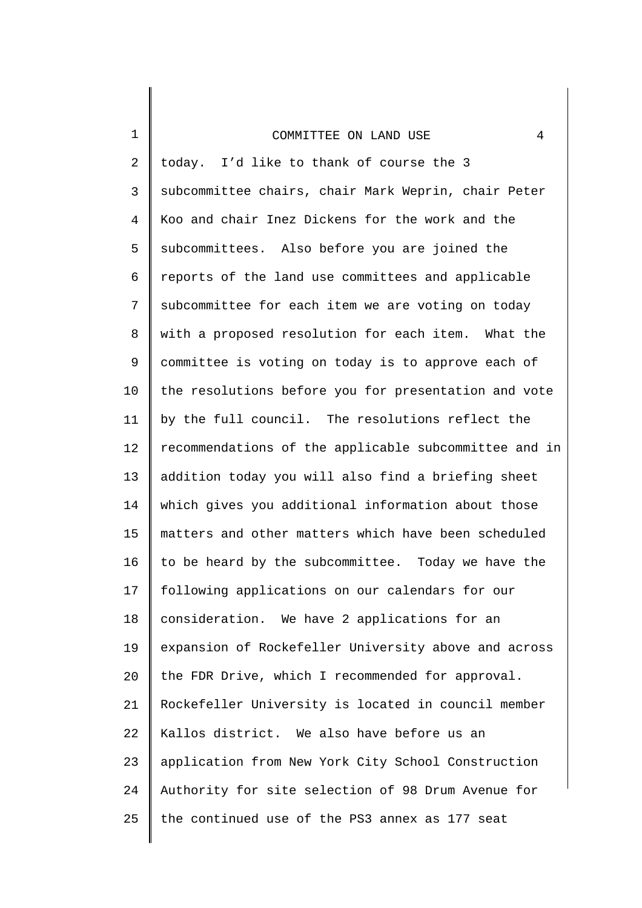today. I'd like to thank of course the 3 subcommittee chairs, chair Mark Weprin, chair Peter Koo and chair Inez Dickens for the work and the subcommittees. Also before you are joined the reports of the land use committees and applicable subcommittee for each item we are voting on today with a proposed resolution for each item. What the committee is voting on today is to approve each of the resolutions before you for presentation and vote by the full council. The resolutions reflect the recommendations of the applicable subcommittee and in addition today you will also find a briefing sheet which gives you additional information about those matters and other matters which have been scheduled to be heard by the subcommittee. Today we have the following applications on our calendars for our consideration. We have 2 applications for an expansion of Rockefeller University above and across the FDR Drive, which I recommended for approval. Rockefeller University is located in council member Kallos district. We also have before us an application from New York City School Construction Authority for site selection of 98 Drum Avenue for the continued use of the PS3 annex as 177 seat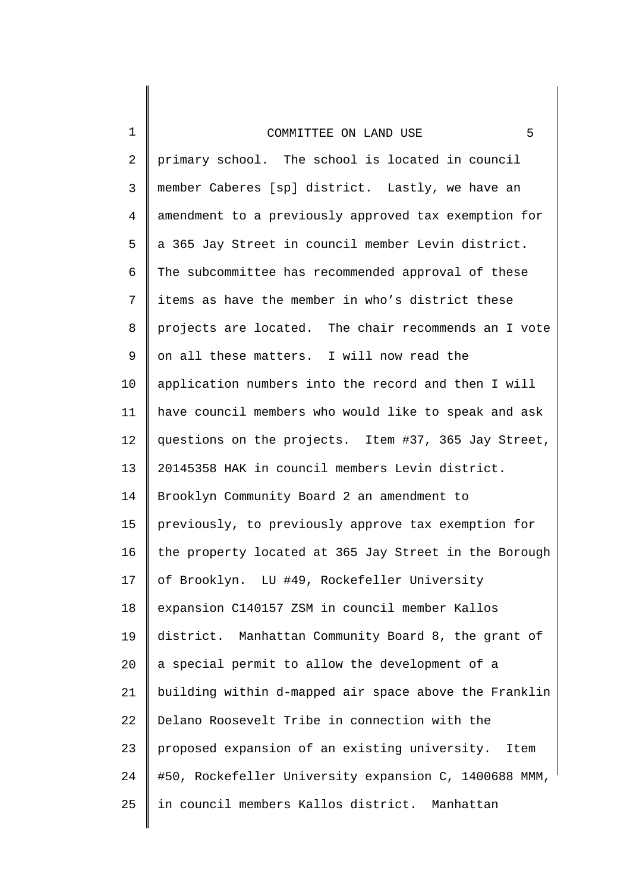primary school. The school is located in council member Caberes [sp] district. Lastly, we have an amendment to a previously approved tax exemption for a 365 Jay Street in council member Levin district. The subcommittee has recommended approval of these items as have the member in who's district these projects are located. The chair recommends an I vote on all these matters. I will now read the application numbers into the record and then I will have council members who would like to speak and ask questions on the projects. Item #37, 365 Jay Street, 20145358 HAK in council members Levin district. Brooklyn Community Board 2 an amendment to previously, to previously approve tax exemption for the property located at 365 Jay Street in the Borough of Brooklyn. LU #49, Rockefeller University expansion C140157 ZSM in council member Kallos district. Manhattan Community Board 8, the grant of a special permit to allow the development of a building within d-mapped air space above the Franklin Delano Roosevelt Tribe in connection with the proposed expansion of an existing university. Item #50, Rockefeller University expansion C, 1400688 MMM, in council members Kallos district. Manhattan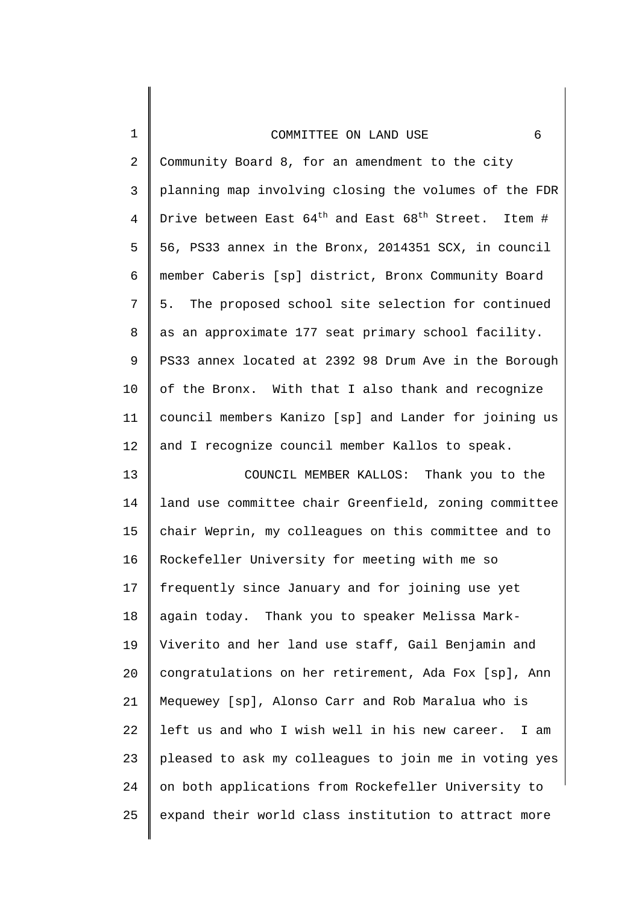Community Board 8, for an amendment to the city planning map involving closing the volumes of the FDR Drive between East 64th and East 68th Street. Item # 56, PS33 annex in the Bronx, 2014351 SCX, in council member Caberis [sp] district, Bronx Community Board 5. The proposed school site selection for continued as an approximate 177 seat primary school facility. PS33 annex located at 2392 98 Drum Ave in the Borough of the Bronx. With that I also thank and recognize council members Kanizo [sp] and Lander for joining us and I recognize council member Kallos to speak.

COUNCIL MEMBER KALLOS: Thank you to the land use committee chair Greenfield, zoning committee chair Weprin, my colleagues on this committee and to Rockefeller University for meeting with me so frequently since January and for joining use yet again today. Thank you to speaker Melissa Mark-Viverito and her land use staff, Gail Benjamin and congratulations on her retirement, Ada Fox [sp], Ann Mequewey [sp], Alonso Carr and Rob Maralua who is left us and who I wish well in his new career. I am pleased to ask my colleagues to join me in voting yes on both applications from Rockefeller University to expand their world class institution to attract more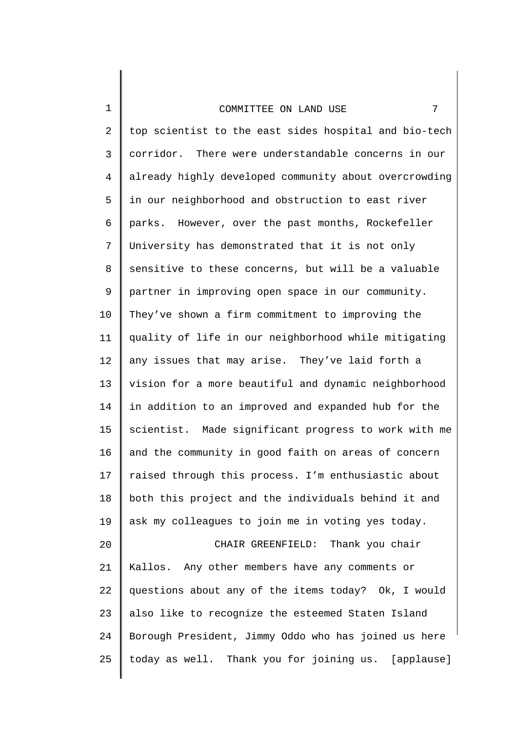top scientist to the east sides hospital and bio-tech corridor. There were understandable concerns in our already highly developed community about overcrowding in our neighborhood and obstruction to east river parks. However, over the past months, Rockefeller University has demonstrated that it is not only sensitive to these concerns, but will be a valuable partner in improving open space in our community. They've shown a firm commitment to improving the quality of life in our neighborhood while mitigating any issues that may arise. They've laid forth a vision for a more beautiful and dynamic neighborhood in addition to an improved and expanded hub for the scientist. Made significant progress to work with me and the community in good faith on areas of concern raised through this process. I'm enthusiastic about both this project and the individuals behind it and ask my colleagues to join me in voting yes today.

CHAIR GREENFIELD: Thank you chair Kallos. Any other members have any comments or questions about any of the items today? Ok, I would also like to recognize the esteemed Staten Island Borough President, Jimmy Oddo who has joined us here today as well. Thank you for joining us. [applause]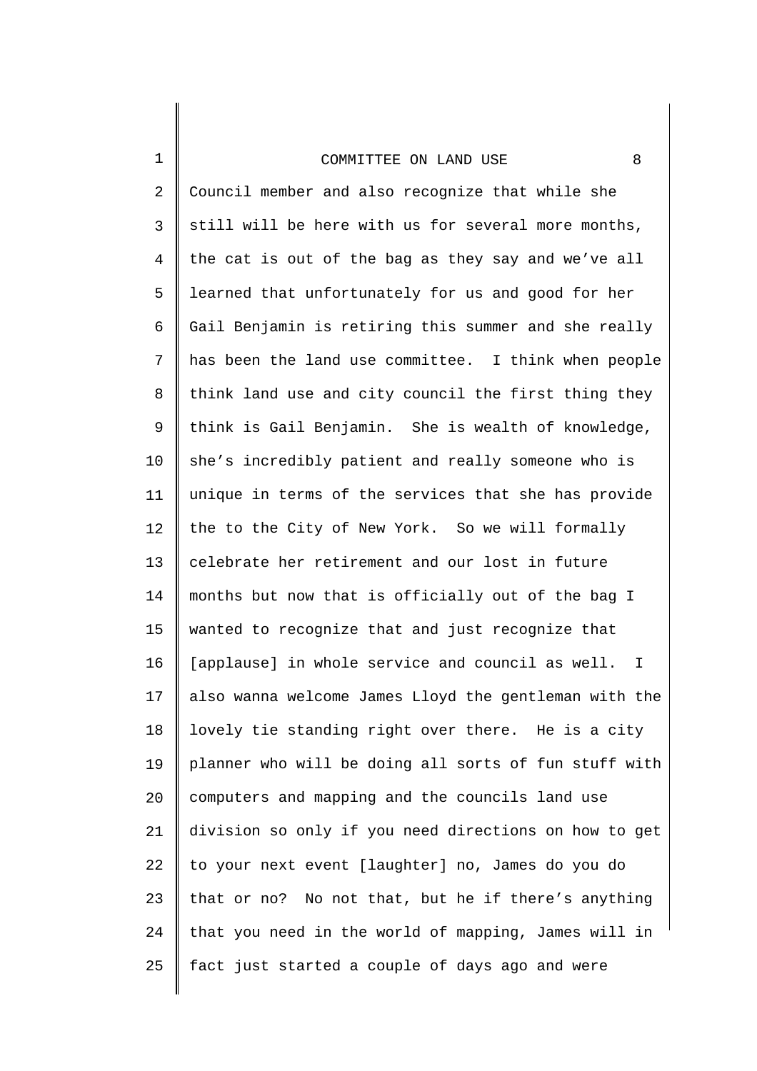Council member and also recognize that while she still will be here with us for several more months, the cat is out of the bag as they say and we've all learned that unfortunately for us and good for her Gail Benjamin is retiring this summer and she really has been the land use committee. I think when people think land use and city council the first thing they think is Gail Benjamin. She is wealth of knowledge, she's incredibly patient and really someone who is unique in terms of the services that she has provide the to the City of New York. So we will formally celebrate her retirement and our lost in future months but now that is officially out of the bag I wanted to recognize that and just recognize that [applause] in whole service and council as well. I also wanna welcome James Lloyd the gentleman with the lovely tie standing right over there. He is a city planner who will be doing all sorts of fun stuff with computers and mapping and the councils land use division so only if you need directions on how to get to your next event [laughter] no, James do you do that or no? No not that, but he if there's anything that you need in the world of mapping, James will in fact just started a couple of days ago and were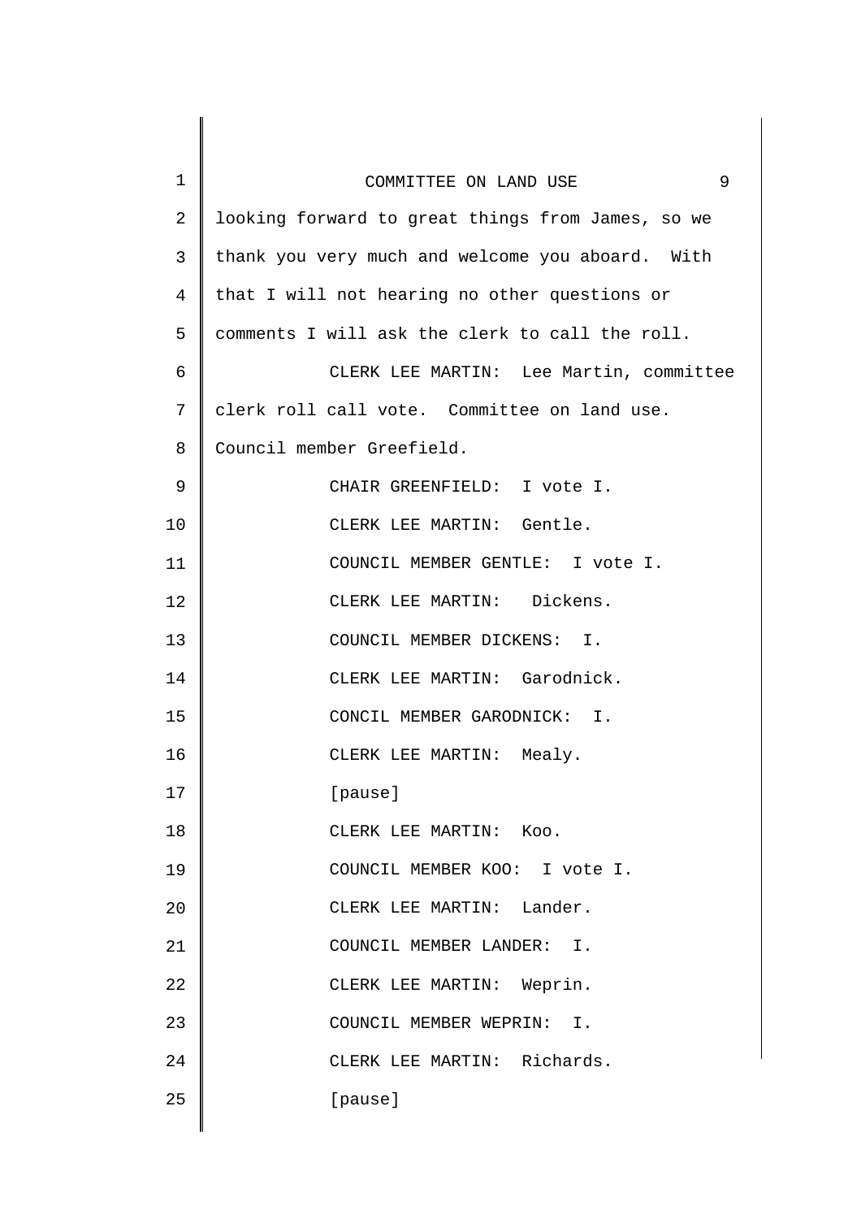looking forward to great things from James, so we thank you very much and welcome you aboard. With that I will not hearing no other questions or comments I will ask the clerk to call the roll.

CLERK LEE MARTIN: Lee Martin, committee clerk roll call vote. Committee on land use. Council member Greefield.

CHAIR GREENFIELD: I vote I.

CLERK LEE MARTIN: Gentle.

COUNCIL MEMBER GENTLE: I vote I.

CLERK LEE MARTIN: Dickens.

COUNCIL MEMBER DICKENS: I.

CLERK LEE MARTIN: Garodnick.

CONCIL MEMBER GARODNICK: I.

CLERK LEE MARTIN: Mealy.

[pause]

CLERK LEE MARTIN: Koo.

COUNCIL MEMBER KOO: I vote I.

CLERK LEE MARTIN: Lander.

COUNCIL MEMBER LANDER: I.

CLERK LEE MARTIN: Weprin.

COUNCIL MEMBER WEPRIN: I.

CLERK LEE MARTIN: Richards.

[pause]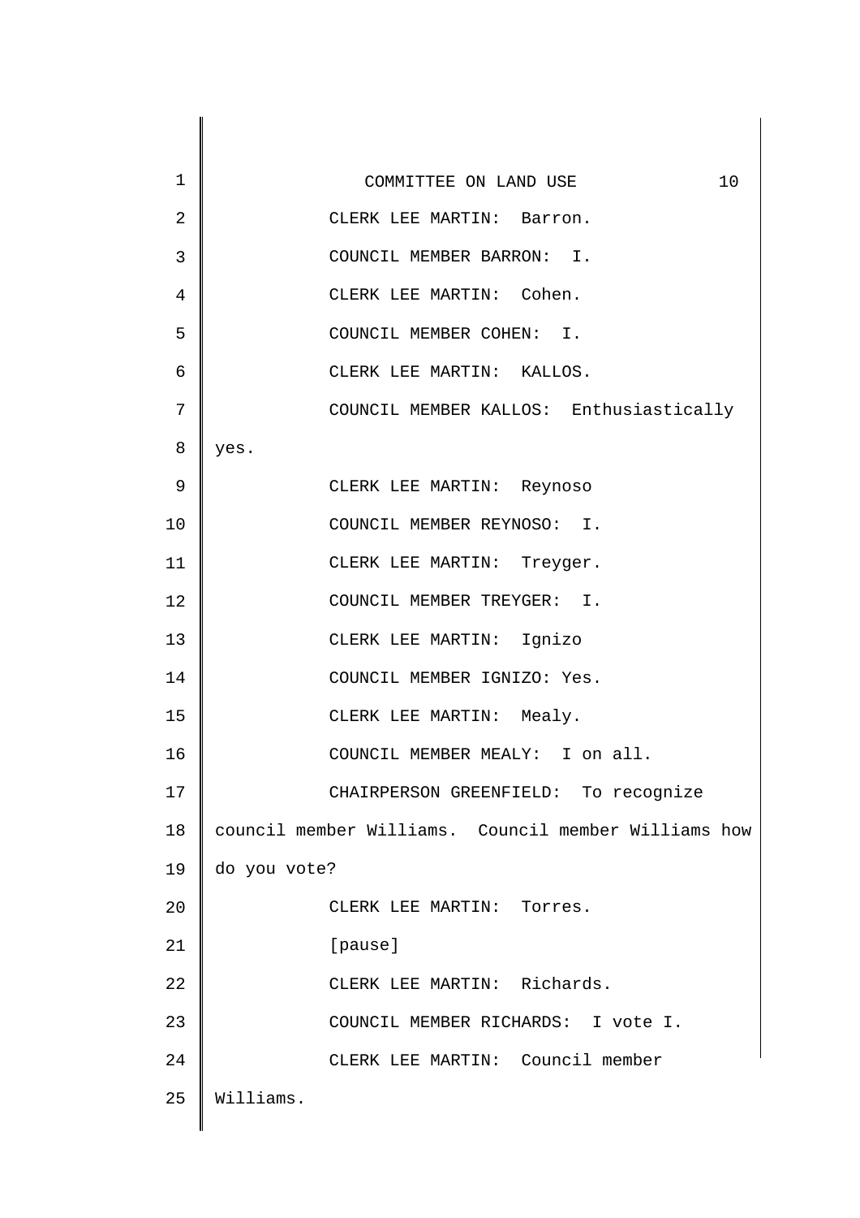CLERK LEE MARTIN: Barron.

COUNCIL MEMBER BARRON: I.

CLERK LEE MARTIN: Cohen.

COUNCIL MEMBER COHEN: I.

CLERK LEE MARTIN: KALLOS.

COUNCIL MEMBER KALLOS: Enthusiastically yes.

CLERK LEE MARTIN: Reynoso

COUNCIL MEMBER REYNOSO: I.

CLERK LEE MARTIN: Treyger.

COUNCIL MEMBER TREYGER: I.

CLERK LEE MARTIN: Ignizo

COUNCIL MEMBER IGNIZO: Yes.

CLERK LEE MARTIN: Mealy.

COUNCIL MEMBER MEALY: I on all.

CHAIRPERSON GREENFIELD: To recognize council member Williams. Council member Williams how do you vote?

CLERK LEE MARTIN: Torres.

[pause]

CLERK LEE MARTIN: Richards.

COUNCIL MEMBER RICHARDS: I vote I.

CLERK LEE MARTIN: Council member Williams.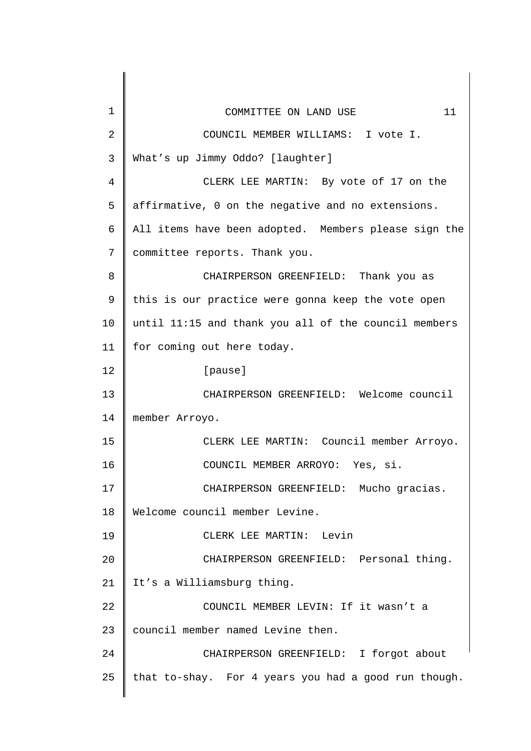COUNCIL MEMBER WILLIAMS: I vote I. What’s up Jimmy Oddo? [laughter]

CLERK LEE MARTIN: By vote of 17 on the affirmative, 0 on the negative and no extensions. All items have been adopted. Members please sign the committee reports. Thank you.

CHAIRPERSON GREENFIELD: Thank you as this is our practice were gonna keep the vote open until 11:15 and thank you all of the council members for coming out here today.

[pause]

CHAIRPERSON GREENFIELD: Welcome council member Arroyo.

CLERK LEE MARTIN: Council member Arroyo.

COUNCIL MEMBER ARROYO: Yes, si.

CHAIRPERSON GREENFIELD: Mucho gracias. Welcome council member Levine.

CLERK LEE MARTIN: Levin

CHAIRPERSON GREENFIELD: Personal thing. It’s a Williamsburg thing.

COUNCIL MEMBER LEVIN: If it wasn’t a council member named Levine then.

CHAIRPERSON GREENFIELD: I forgot about that to-shay. For 4 years you had a good run though.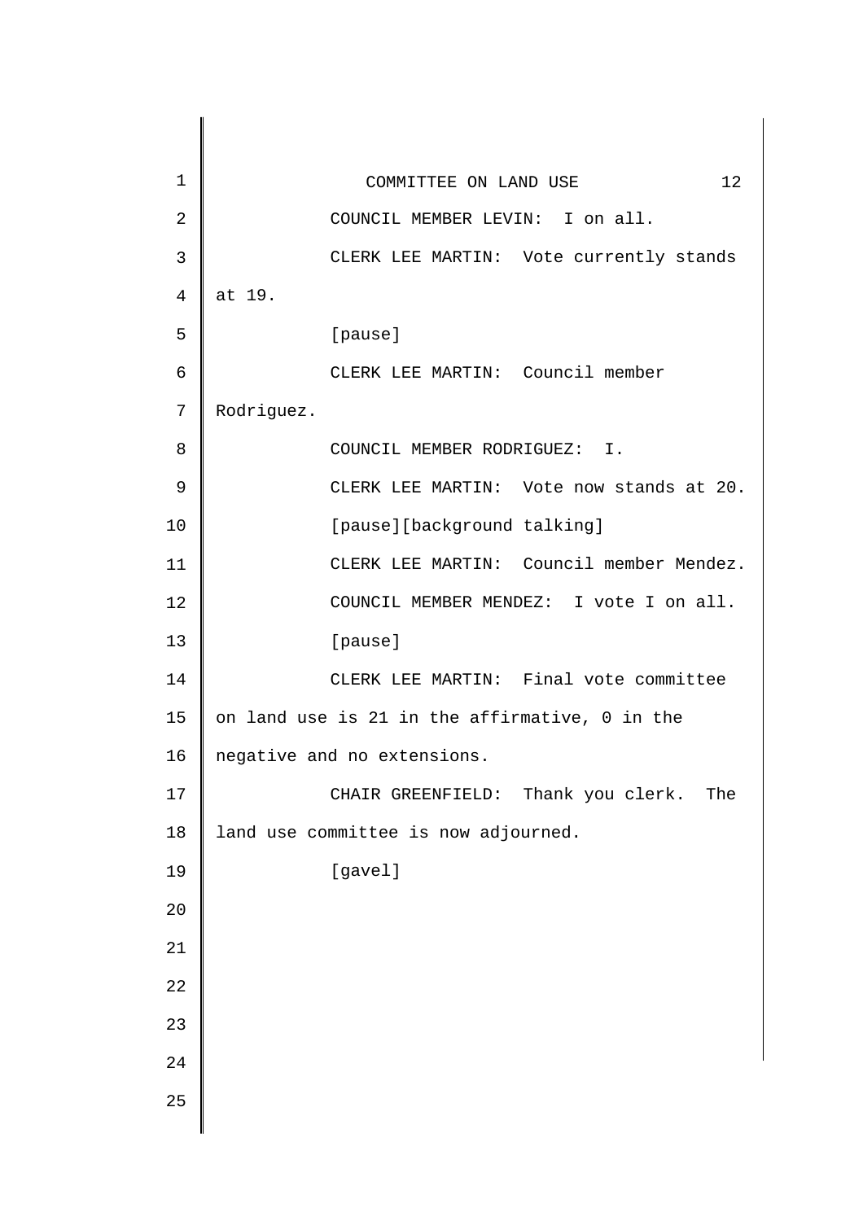COUNCIL MEMBER LEVIN: I on all.

CLERK LEE MARTIN: Vote currently stands at 19.

[pause]

CLERK LEE MARTIN: Council member Rodriguez.

COUNCIL MEMBER RODRIGUEZ: I.

CLERK LEE MARTIN: Vote now stands at 20.

[pause][background talking]

CLERK LEE MARTIN: Council member Mendez.

COUNCIL MEMBER MENDEZ: I vote I on all.

[pause]

CLERK LEE MARTIN: Final vote committee on land use is 21 in the affirmative, 0 in the negative and no extensions.

CHAIR GREENFIELD: Thank you clerk. The land use committee is now adjourned.

[gavel]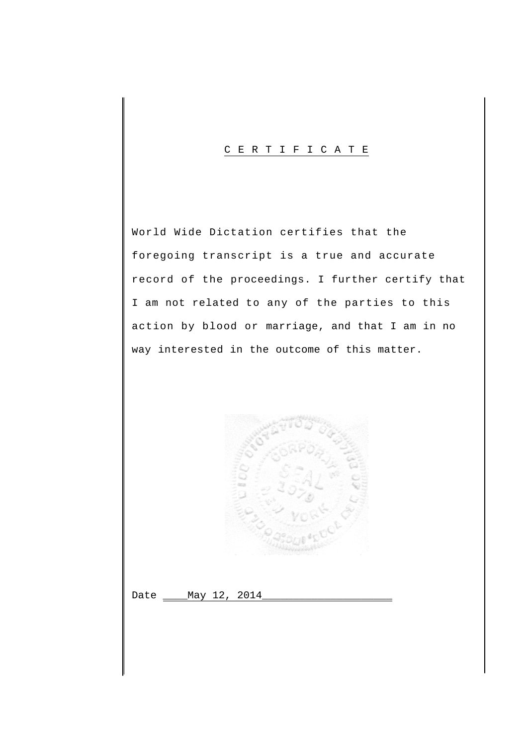# C E R T I F I C A T E

World Wide Dictation certifies that the foregoing transcript is a true and accurate record of the proceedings. I further certify that I am not related to any of the parties to this action by blood or marriage, and that I am in no way interested in the outcome of this matter.

Date May 12, 2014